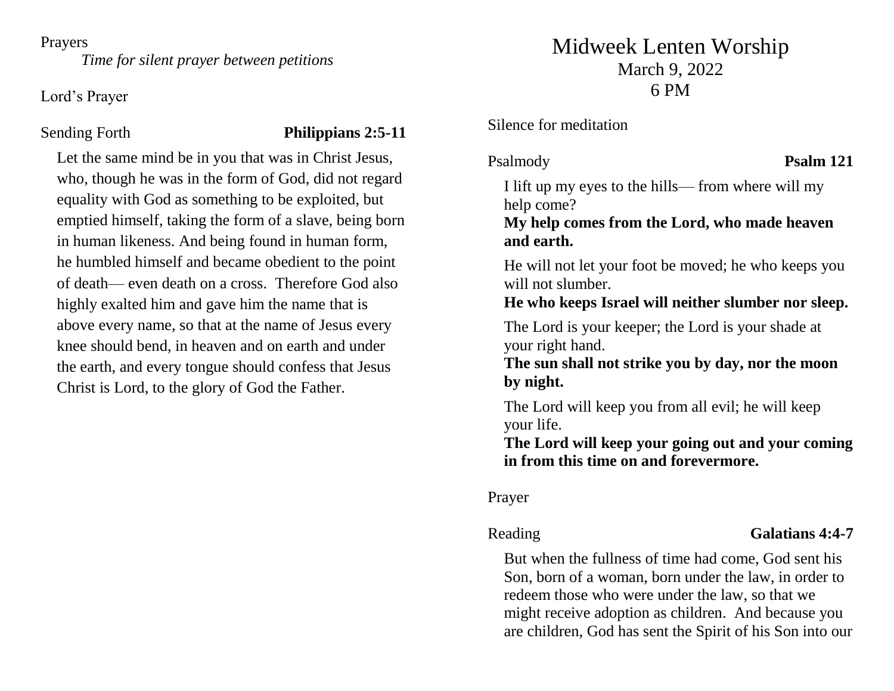Prayers

*Time for silent prayer between petitions*

Lord's Prayer

Sending Forth **Philippians 2:5-11**

Let the same mind be in you that was in Christ Jesus, who, though he was in the form of God, did not regard equality with God as something to be exploited, but emptied himself, taking the form of a slave, being born in human likeness. And being found in human form, he humbled himself and became obedient to the point of death— even death on a cross. Therefore God also highly exalted him and gave him the name that is above every name, so that at the name of Jesus every knee should bend, in heaven and on earth and under the earth, and every tongue should confess that Jesus Christ is Lord, to the glory of God the Father.

# Midweek Lenten Worship

March 9, 2022

6 PM

Silence for meditation

Psalmody **Psalm 121**

I lift up my eyes to the hills— from where will my help come?

**My help comes from the Lord, who made heaven and earth.**

He will not let your foot be moved; he who keeps you will not slumber.

**He who keeps Israel will neither slumber nor sleep.**

The Lord is your keeper; the Lord is your shade at your right hand.

**The sun shall not strike you by day, nor the moon by night.**

The Lord will keep you from all evil; he will keep your life.

**The Lord will keep your going out and your coming in from this time on and forevermore.**

Prayer

Reading **Galatians 4:4-7**

But when the fullness of time had come, God sent his Son, born of a woman, born under the law, in order to redeem those who were under the law, so that we might receive adoption as children. And because you are children, God has sent the Spirit of his Son into our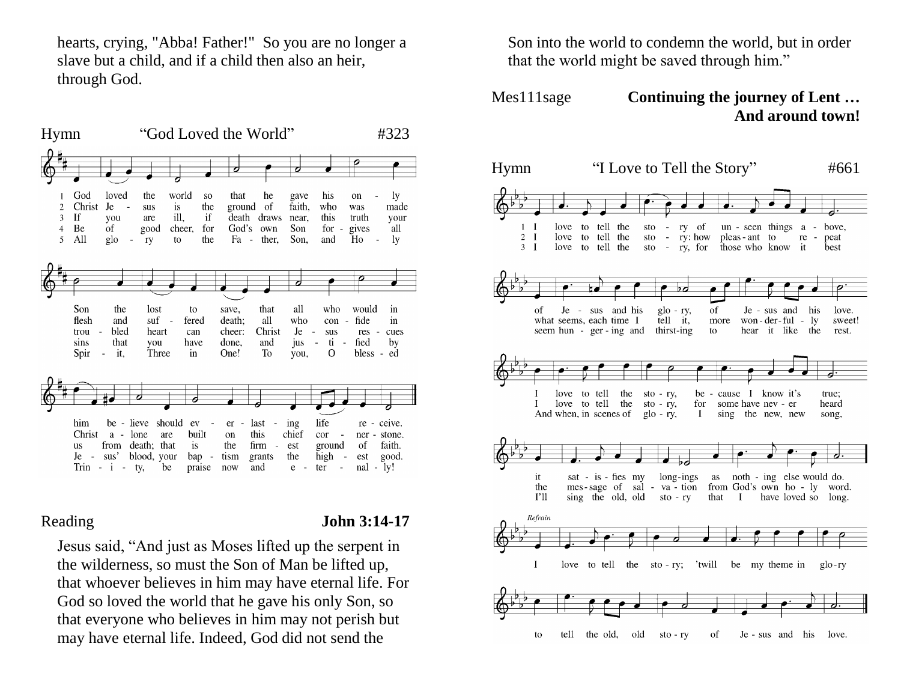hearts, crying, "Abba! Father!" So you are no longer a slave but a child, and if a child then also an heir, through God.

Hymn "God Loved the World" #323

1 God loved the world so that he gave his only Son the lost to save, that all who would in him believe should everlasting life receive.
2 Christ Jesus is the ground of faith, who was made flesh and suffered death; all who confide in Christ alone are built on this chief cornerstone.
3 If you are ill, if death draws near, this truth your troubled heart can cheer: Christ Jesus rescues us from death; that is the firmest ground of faith.
4 Be of good cheer, for God's own Son forgives all sins that you have done, and justified by Jesus' blood, your baptism grants the highest good.
5 All glory to the Father, Son, and Holy Spirit, Three in One! To you, O blessed Trinity, be praise now and eternally!

Reading **John 3:14-17**

Jesus said, "And just as Moses lifted up the serpent in the wilderness, so must the Son of Man be lifted up, that whoever believes in him may have eternal life. For God so loved the world that he gave his only Son, so that everyone who believes in him may not perish but may have eternal life. Indeed, God did not send the Son into the world to condemn the world, but in order that the world might be saved through him."

Mes111sage **Continuing the journey of Lent … And around town!**

Hymn "I Love to Tell the Story" #661

1 I love to tell the story of unseen things above, of Jesus and his glory, of Jesus and his love. I love to tell the story, because I know it's true; it satisfies my longings as nothing else would do.
2 I love to tell the story: how pleasant to repeat what seems, each time I tell it, more wonderfully sweet! I love to tell the story, for some have never heard the message of salvation from God's own holy word.
3 I love to tell the story, for those who know it best seem hungering and thirsting to hear it like the rest. And when, in scenes of glory, I sing the new, new song, I'll sing the old, old story that I have loved so long.

*Refrain*
I love to tell the story; 'twill be my theme in glory to tell the old, old story of Jesus and his love.